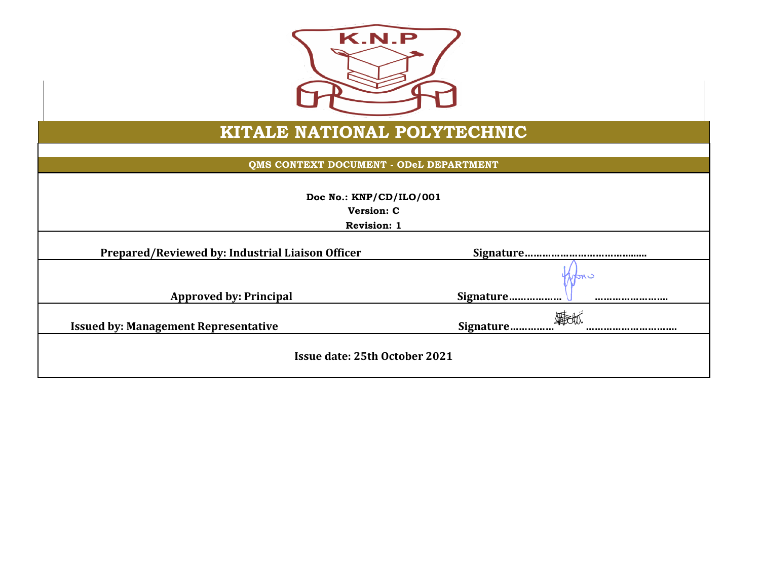K.N.P

# KITALE NATIONAL POLYTECHNIC

## QMS CONTEXT DOCUMENT - ODeL DEPARTMENT

**Doc No.: KNP/CD/ILO/001**

**Version: C**

**Revision: 1**

| | |
|---|---|
| **Prepared/Reviewed by: Industrial Liaison Officer** | **Signature……………………………….....** |
| **Approved by: Principal** | **Signature……………… ……………………..** |
| **Issued by: Management Representative** | **Signature…………… ………………………….** |

**Issue date: 25th October 2021**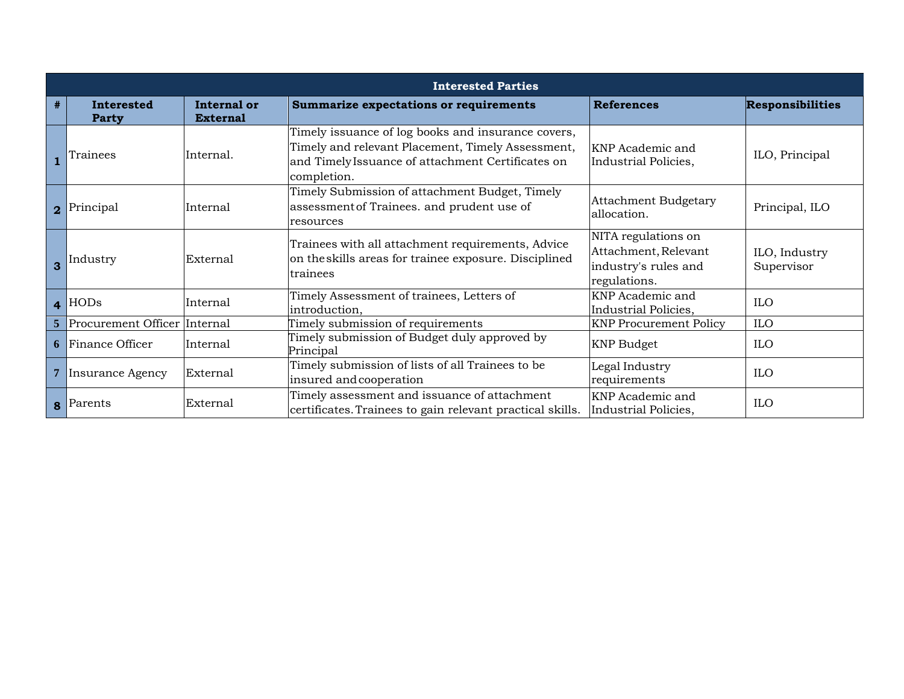| Interested Parties | | | | | |
|---|---|---|---|---|---|
| # | Interested Party | Internal or External | Summarize expectations or requirements | References | Responsibilities |
| 1 | Trainees | Internal. | Timely issuance of log books and insurance covers, Timely and relevant Placement, Timely Assessment, and Timely Issuance of attachment Certificates on completion. | KNP Academic and Industrial Policies, | ILO, Principal |
| 2 | Principal | Internal | Timely Submission of attachment Budget, Timely assessment of Trainees. and prudent use of resources | Attachment Budgetary allocation. | Principal, ILO |
| 3 | Industry | External | Trainees with all attachment requirements, Advice on the skills areas for trainee exposure. Disciplined trainees | NITA regulations on Attachment, Relevant industry's rules and regulations. | ILO, Industry Supervisor |
| 4 | HODs | Internal | Timely Assessment of trainees, Letters of introduction, | KNP Academic and Industrial Policies, | ILO |
| 5 | Procurement Officer | Internal | Timely submission of requirements | KNP Procurement Policy | ILO |
| 6 | Finance Officer | Internal | Timely submission of Budget duly approved by Principal | KNP Budget | ILO |
| 7 | Insurance Agency | External | Timely submission of lists of all Trainees to be insured and cooperation | Legal Industry requirements | ILO |
| 8 | Parents | External | Timely assessment and issuance of attachment certificates. Trainees to gain relevant practical skills. | KNP Academic and Industrial Policies, | ILO |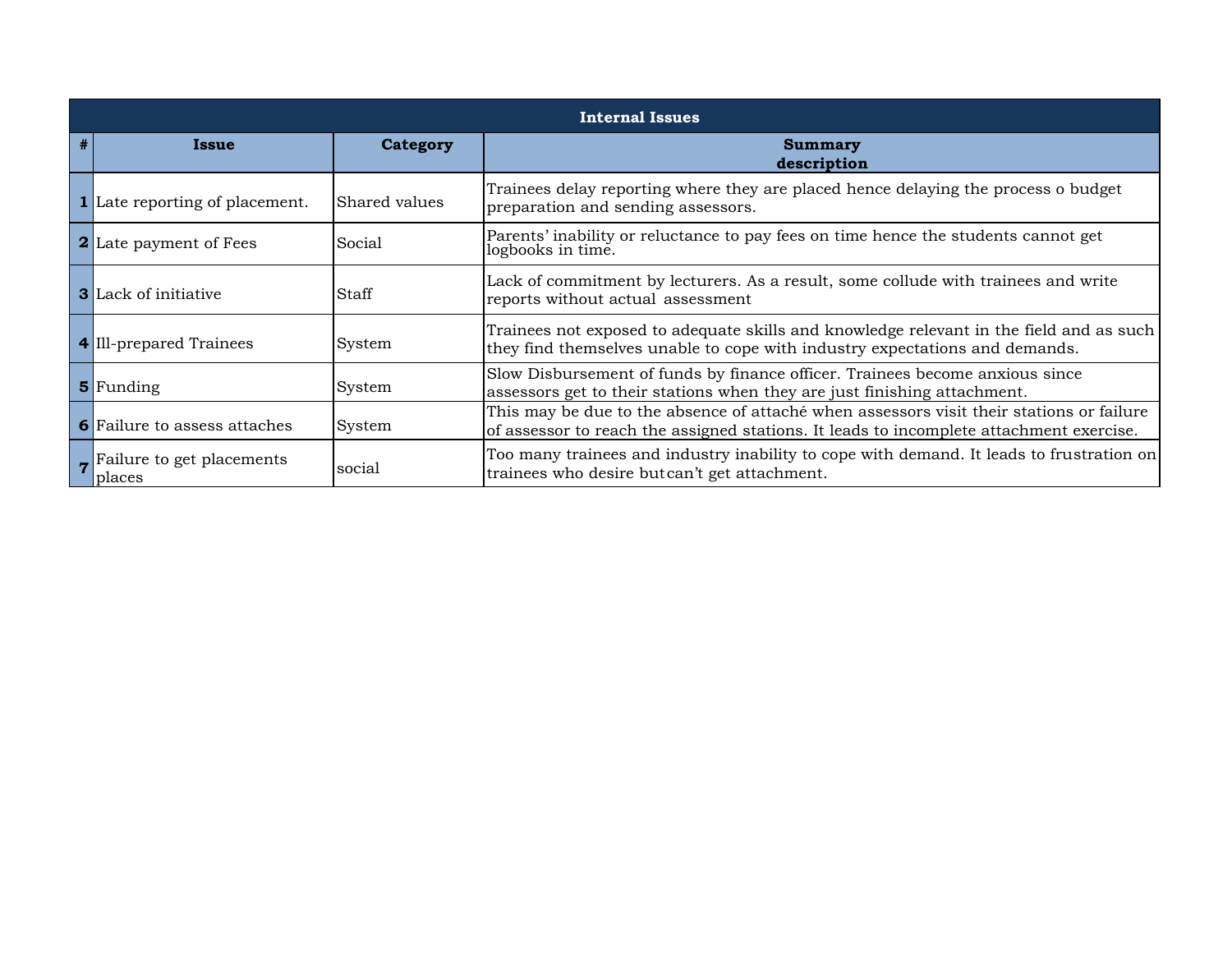| Internal Issues | | | |
|---|---|---|---|
| # | Issue | Category | Summary description |
| 1 | Late reporting of placement. | Shared values | Trainees delay reporting where they are placed hence delaying the process o budget preparation and sending assessors. |
| 2 | Late payment of Fees | Social | Parents' inability or reluctance to pay fees on time hence the students cannot get logbooks in time. |
| 3 | Lack of initiative | Staff | Lack of commitment by lecturers. As a result, some collude with trainees and write reports without actual assessment |
| 4 | Ill-prepared Trainees | System | Trainees not exposed to adequate skills and knowledge relevant in the field and as such they find themselves unable to cope with industry expectations and demands. |
| 5 | Funding | System | Slow Disbursement of funds by finance officer. Trainees become anxious since assessors get to their stations when they are just finishing attachment. |
| 6 | Failure to assess attaches | System | This may be due to the absence of attaché when assessors visit their stations or failure of assessor to reach the assigned stations. It leads to incomplete attachment exercise. |
| 7 | Failure to get placements places | social | Too many trainees and industry inability to cope with demand. It leads to frustration on trainees who desire butcan't get attachment. |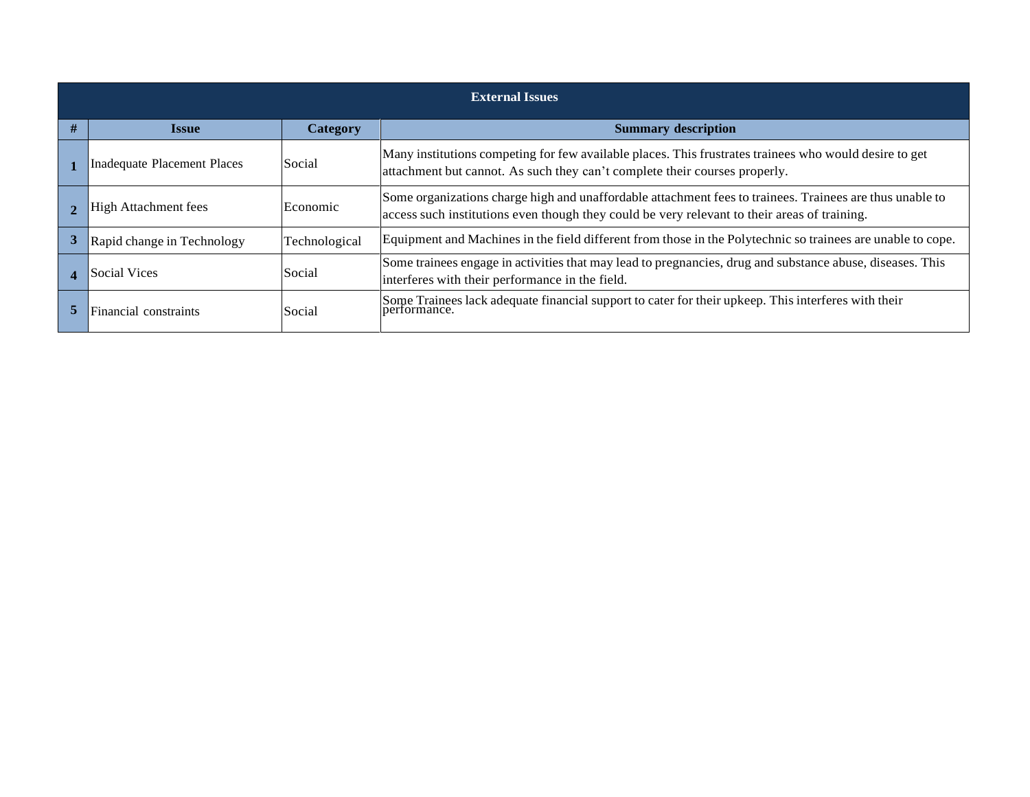| External Issues | | | |
|---|---|---|---|
| **#** | **Issue** | **Category** | **Summary description** |
| **1** | Inadequate Placement Places | Social | Many institutions competing for few available places. This frustrates trainees who would desire to get attachment but cannot. As such they can't complete their courses properly. |
| **2** | High Attachment fees | Economic | Some organizations charge high and unaffordable attachment fees to trainees. Trainees are thus unable to access such institutions even though they could be very relevant to their areas of training. |
| **3** | Rapid change in Technology | Technological | Equipment and Machines in the field different from those in the Polytechnic so trainees are unable to cope. |
| **4** | Social Vices | Social | Some trainees engage in activities that may lead to pregnancies, drug and substance abuse, diseases. This interferes with their performance in the field. |
| **5** | Financial constraints | Social | Some Trainees lack adequate financial support to cater for their upkeep. This interferes with their performance. |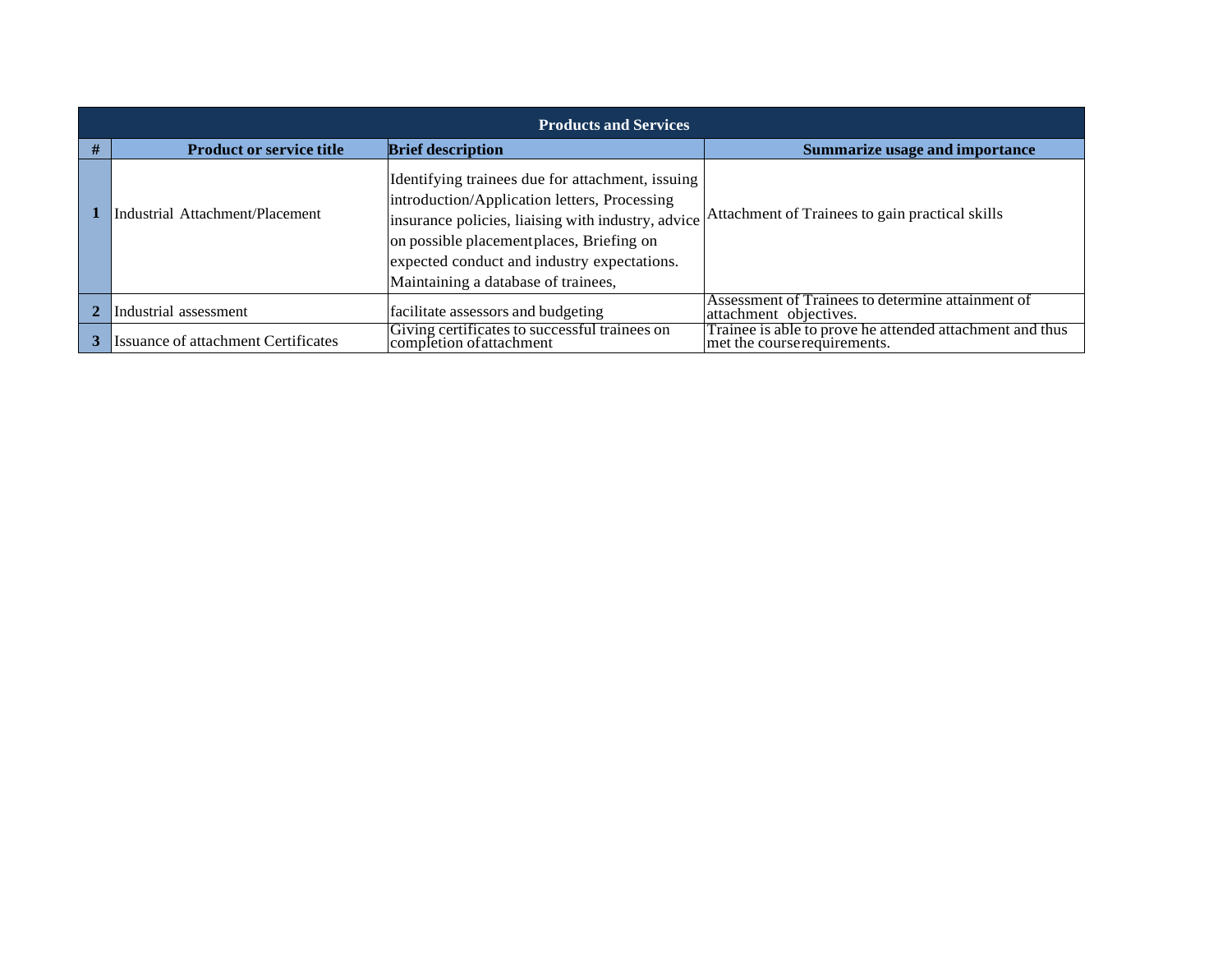| Products and Services | | | |
|---|---|---|---|
| # | Product or service title | Brief description | Summarize usage and importance |
| 1 | Industrial Attachment/Placement | Identifying trainees due for attachment, issuing introduction/Application letters, Processing insurance policies, liaising with industry, advice on possible placement places, Briefing on expected conduct and industry expectations. Maintaining a database of trainees, | Attachment of Trainees to gain practical skills |
| 2 | Industrial assessment | facilitate assessors and budgeting | Assessment of Trainees to determine attainment of attachment objectives. |
| 3 | Issuance of attachment Certificates | Giving certificates to successful trainees on completion of attachment | Trainee is able to prove he attended attachment and thus met the course requirements. |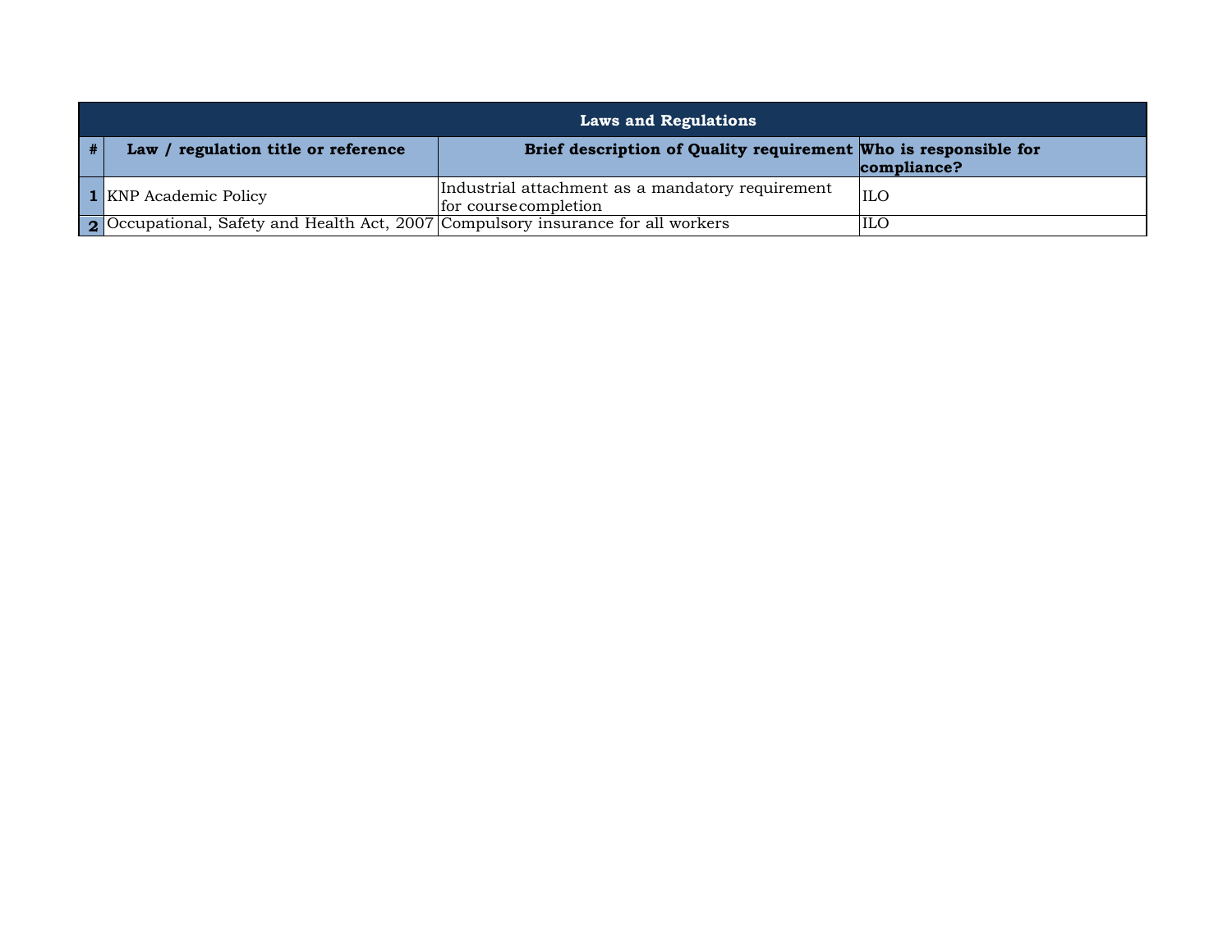| Laws and Regulations | | | |
|---|---|---|---|
| **#** | **Law / regulation title or reference** | **Brief description of Quality requirement** | **Who is responsible for compliance?** |
| **1** | KNP Academic Policy | Industrial attachment as a mandatory requirement for coursecompletion | ILO |
| **2** | Occupational, Safety and Health Act, 2007 | Compulsory insurance for all workers | ILO |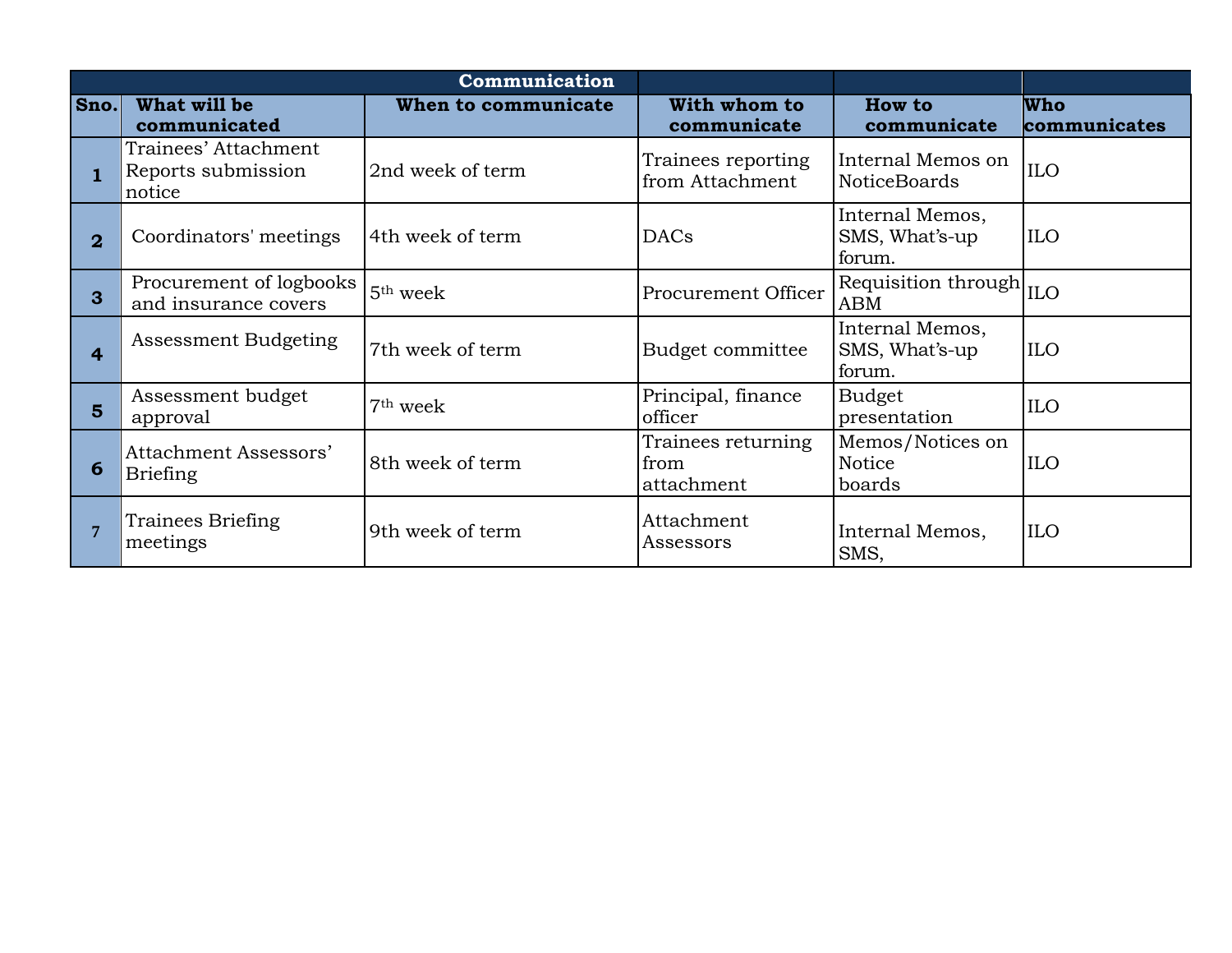| Communication | | | | | |
|---|---|---|---|---|---|
| **Sno.** | **What will be communicated** | **When to communicate** | **With whom to communicate** | **How to communicate** | **Who communicates** |
| **1** | Trainees' Attachment Reports submission notice | 2nd week of term | Trainees reporting from Attachment | Internal Memos on NoticeBoards | ILO |
| **2** | Coordinators' meetings | 4th week of term | DACs | Internal Memos, SMS, What's-up forum. | ILO |
| **3** | Procurement of logbooks and insurance covers | 5th week | Procurement Officer | Requisition through ABM | ILO |
| **4** | Assessment Budgeting | 7th week of term | Budget committee | Internal Memos, SMS, What's-up forum. | ILO |
| **5** | Assessment budget approval | 7th week | Principal, finance officer | Budget presentation | ILO |
| **6** | Attachment Assessors' Briefing | 8th week of term | Trainees returning from attachment | Memos/Notices on Notice boards | ILO |
| **7** | Trainees Briefing meetings | 9th week of term | Attachment Assessors | Internal Memos, SMS, | ILO |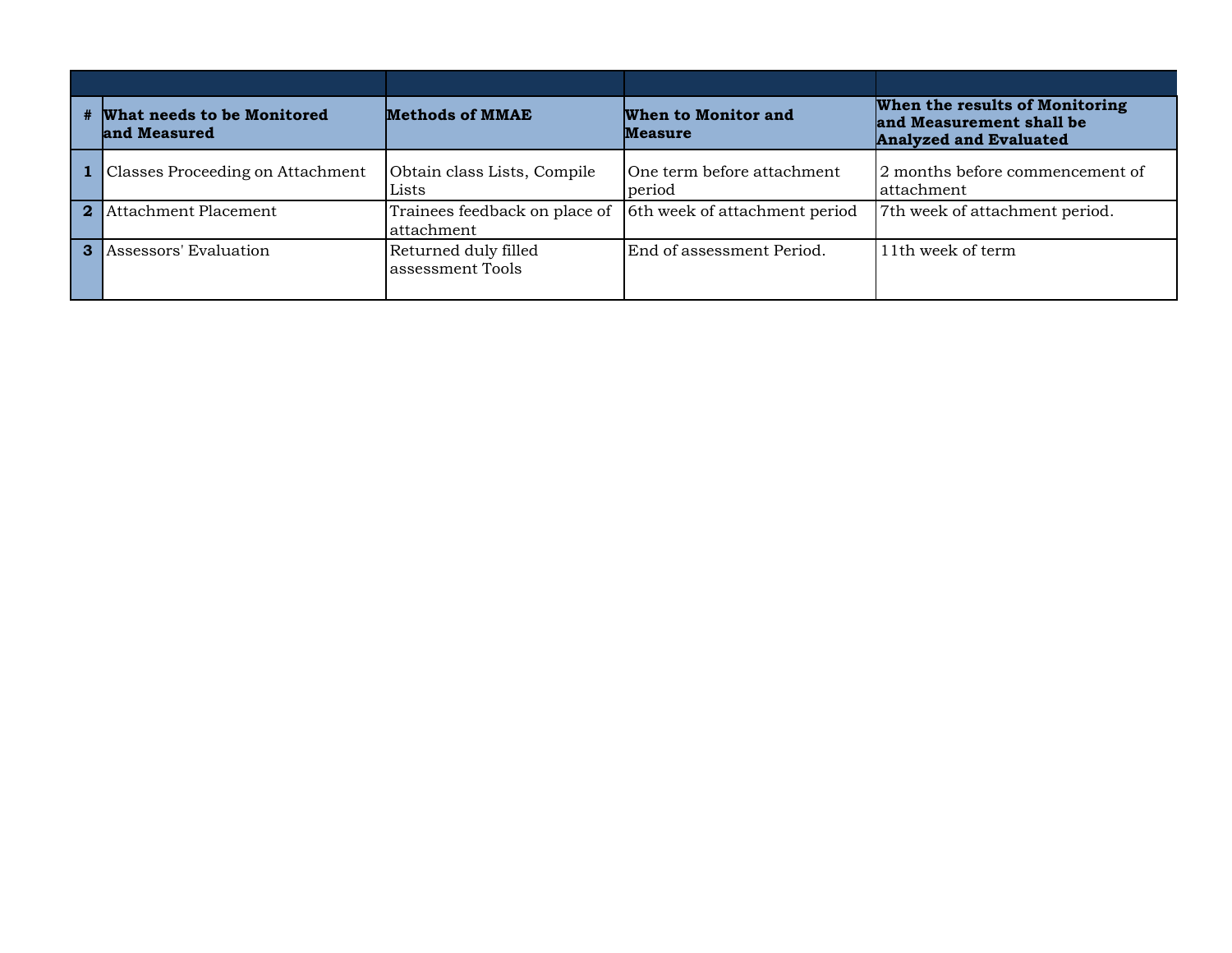| # | What needs to be Monitored and Measured | Methods of MMAE | When to Monitor and Measure | When the results of Monitoring and Measurement shall be Analyzed and Evaluated |
|---|---|---|---|---|
| 1 | Classes Proceeding on Attachment | Obtain class Lists, Compile Lists | One term before attachment period | 2 months before commencement of attachment |
| 2 | Attachment Placement | Trainees feedback on place of attachment | 6th week of attachment period | 7th week of attachment period. |
| 3 | Assessors' Evaluation | Returned duly filled assessment Tools | End of assessment Period. | 11th week of term |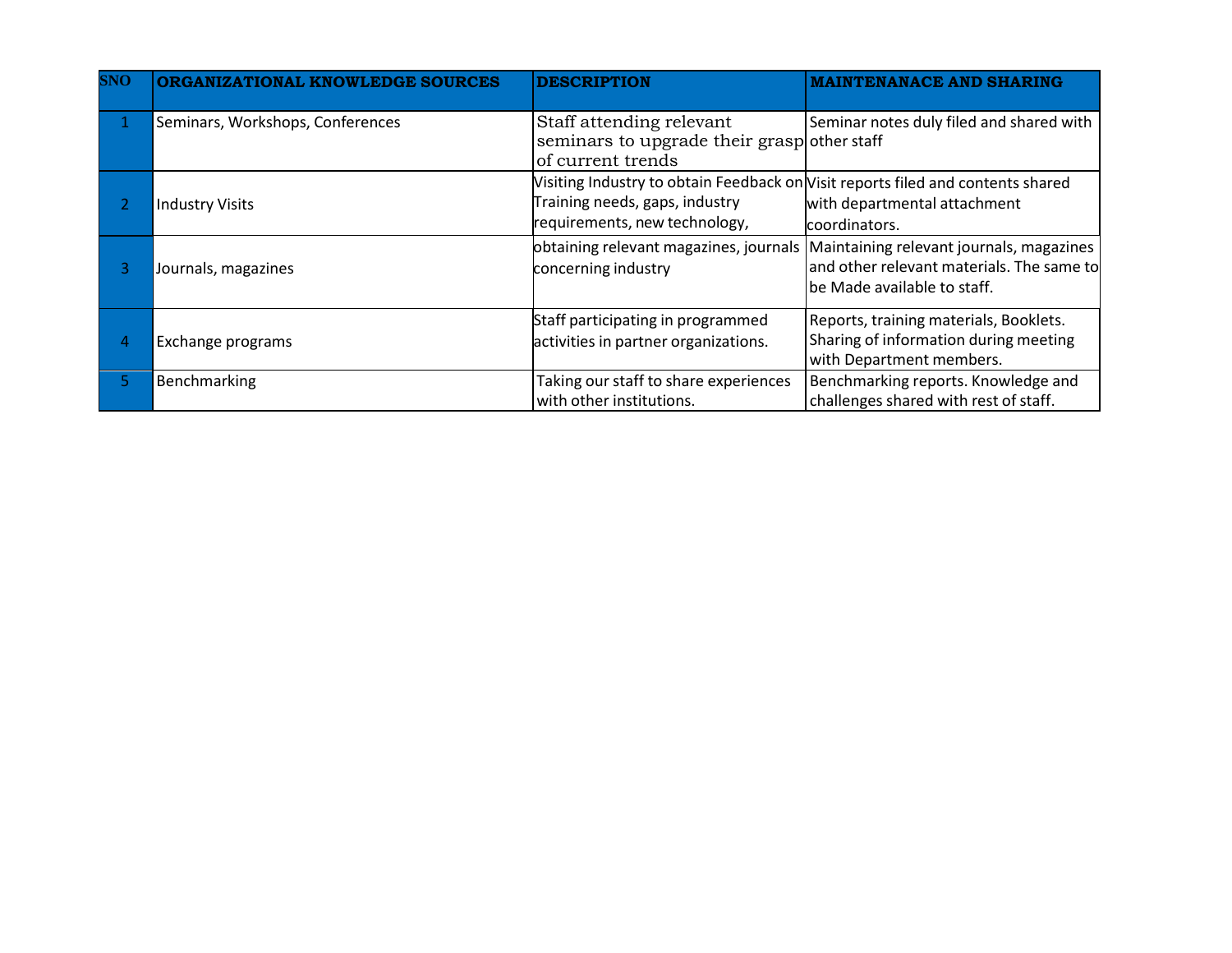| SNO | ORGANIZATIONAL KNOWLEDGE SOURCES | DESCRIPTION | MAINTENANACE AND SHARING |
|---|---|---|---|
| 1 | Seminars, Workshops, Conferences | Staff attending relevant seminars to upgrade their grasp of current trends | Seminar notes duly filed and shared with other staff |
| 2 | Industry Visits | Visiting Industry to obtain Feedback on Training needs, gaps, industry requirements, new technology, | Visit reports filed and contents shared with departmental attachment coordinators. |
| 3 | Journals, magazines | obtaining relevant magazines, journals concerning industry | Maintaining relevant journals, magazines and other relevant materials. The same to be Made available to staff. |
| 4 | Exchange programs | Staff participating in programmed activities in partner organizations. | Reports, training materials, Booklets. Sharing of information during meeting with Department members. |
| 5 | Benchmarking | Taking our staff to share experiences with other institutions. | Benchmarking reports. Knowledge and challenges shared with rest of staff. |